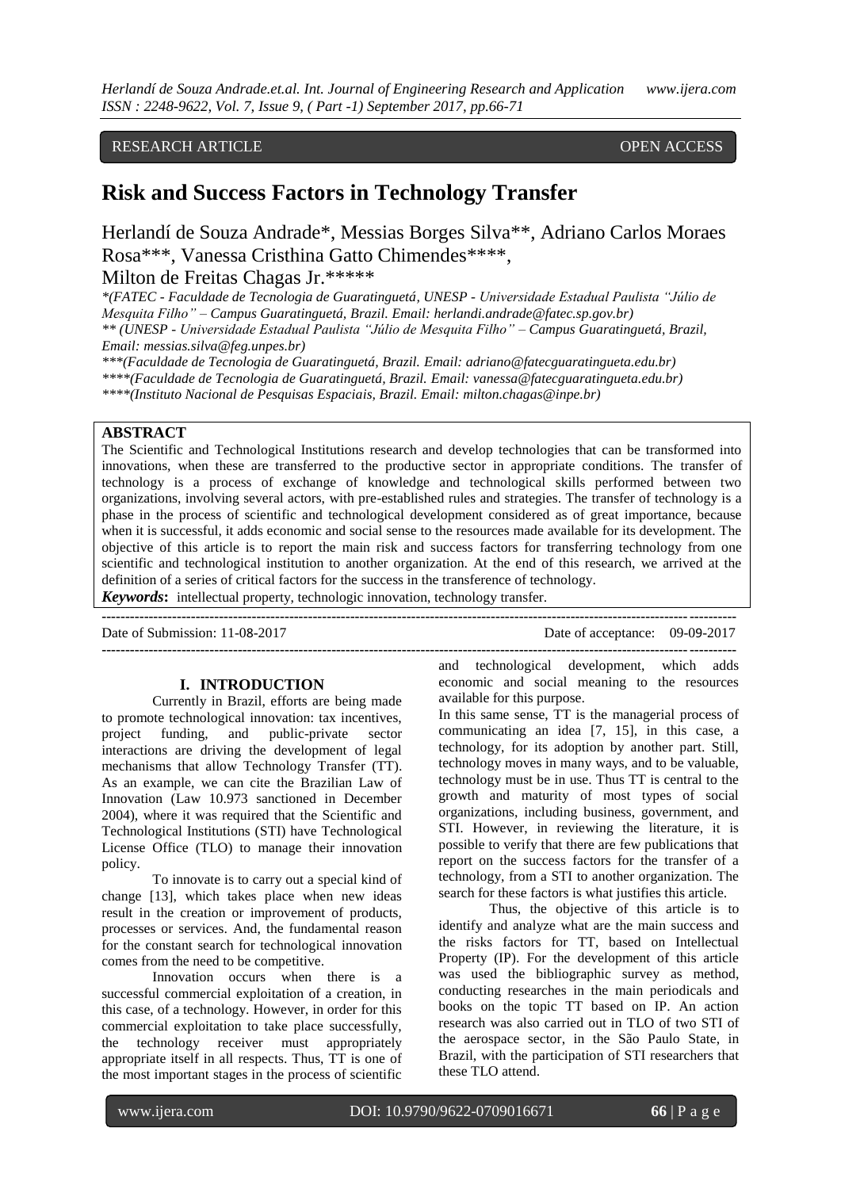RESEARCH ARTICLE OPEN ACCESS

# Risk and Success Factors in Technology Transfer

Herlandí de Souza Andrade*, Messias Borges Silva**, Adriano Carlos Moraes Rosa***, Vanessa Cristhina Gatto Chimendes****, Milton de Freitas Chagas Jr.*****

*(FATEC - Faculdade de Tecnologia de Guaratinguetá, UNESP - Universidade Estadual Paulista "Júlio de Mesquita Filho" – Campus Guaratinguetá, Brazil. Email: herlandi.andrade@fatec.sp.gov.br)*
*** (UNESP - Universidade Estadual Paulista "Júlio de Mesquita Filho" – Campus Guaratinguetá, Brazil, Email: messias.silva@feg.unpes.br)*
****(Faculdade de Tecnologia de Guaratinguetá, Brazil. Email: adriano@fatecguaratingueta.edu.br)*
*****(Faculdade de Tecnologia de Guaratinguetá, Brazil. Email: vanessa@fatecguaratingueta.edu.br)*
*****(Instituto Nacional de Pesquisas Espaciais, Brazil. Email: milton.chagas@inpe.br)*

**ABSTRACT**

The Scientific and Technological Institutions research and develop technologies that can be transformed into innovations, when these are transferred to the productive sector in appropriate conditions. The transfer of technology is a process of exchange of knowledge and technological skills performed between two organizations, involving several actors, with pre-established rules and strategies. The transfer of technology is a phase in the process of scientific and technological development considered as of great importance, because when it is successful, it adds economic and social sense to the resources made available for its development. The objective of this article is to report the main risk and success factors for transferring technology from one scientific and technological institution to another organization. At the end of this research, we arrived at the definition of a series of critical factors for the success in the transference of technology.

***Keywords*:** intellectual property, technologic innovation, technology transfer.

Date of Submission: 11-08-2017 Date of acceptance: 09-09-2017

## I. INTRODUCTION

Currently in Brazil, efforts are being made to promote technological innovation: tax incentives, project funding, and public-private sector interactions are driving the development of legal mechanisms that allow Technology Transfer (TT). As an example, we can cite the Brazilian Law of Innovation (Law 10.973 sanctioned in December 2004), where it was required that the Scientific and Technological Institutions (STI) have Technological License Office (TLO) to manage their innovation policy.

To innovate is to carry out a special kind of change [13], which takes place when new ideas result in the creation or improvement of products, processes or services. And, the fundamental reason for the constant search for technological innovation comes from the need to be competitive.

Innovation occurs when there is a successful commercial exploitation of a creation, in this case, of a technology. However, in order for this commercial exploitation to take place successfully, the technology receiver must appropriately appropriate itself in all respects. Thus, TT is one of the most important stages in the process of scientific and technological development, which adds economic and social meaning to the resources available for this purpose.

In this same sense, TT is the managerial process of communicating an idea [7, 15], in this case, a technology, for its adoption by another part. Still, technology moves in many ways, and to be valuable, technology must be in use. Thus TT is central to the growth and maturity of most types of social organizations, including business, government, and STI. However, in reviewing the literature, it is possible to verify that there are few publications that report on the success factors for the transfer of a technology, from a STI to another organization. The search for these factors is what justifies this article.

Thus, the objective of this article is to identify and analyze what are the main success and the risks factors for TT, based on Intellectual Property (IP). For the development of this article was used the bibliographic survey as method, conducting researches in the main periodicals and books on the topic TT based on IP. An action research was also carried out in TLO of two STI of the aerospace sector, in the São Paulo State, in Brazil, with the participation of STI researchers that these TLO attend.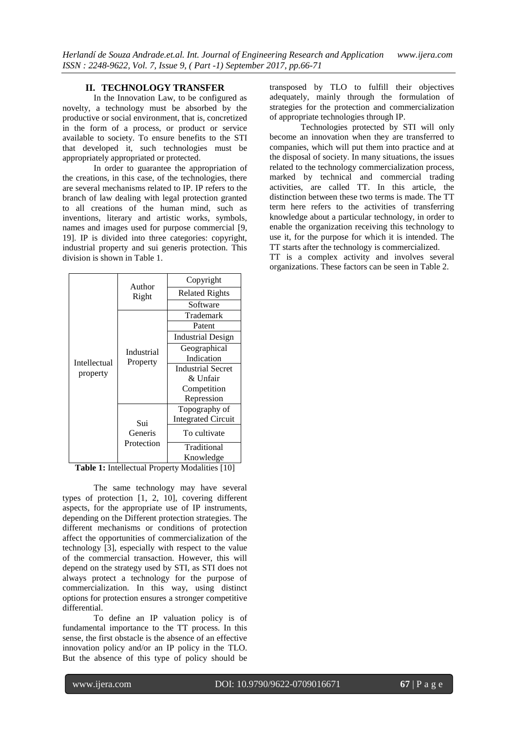## II. TECHNOLOGY TRANSFER

In the Innovation Law, to be configured as novelty, a technology must be absorbed by the productive or social environment, that is, concretized in the form of a process, or product or service available to society. To ensure benefits to the STI that developed it, such technologies must be appropriately appropriated or protected.

In order to guarantee the appropriation of the creations, in this case, of the technologies, there are several mechanisms related to IP. IP refers to the branch of law dealing with legal protection granted to all creations of the human mind, such as inventions, literary and artistic works, symbols, names and images used for purpose commercial [9, 19]. IP is divided into three categories: copyright, industrial property and sui generis protection. This division is shown in Table 1.

| | | |
|---|---|---|
| Intellectual property | Author Right | Copyright |
| | | Related Rights |
| | | Software |
| | Industrial Property | Trademark |
| | | Patent |
| | | Industrial Design |
| | | Geographical Indication |
| | | Industrial Secret & Unfair Competition Repression |
| | Sui Generis Protection | Topography of Integrated Circuit |
| | | To cultivate |
| | | Traditional Knowledge |

**Table 1:** Intellectual Property Modalities [10]

The same technology may have several types of protection [1, 2, 10], covering different aspects, for the appropriate use of IP instruments, depending on the Different protection strategies. The different mechanisms or conditions of protection affect the opportunities of commercialization of the technology [3], especially with respect to the value of the commercial transaction. However, this will depend on the strategy used by STI, as STI does not always protect a technology for the purpose of commercialization. In this way, using distinct options for protection ensures a stronger competitive differential.

To define an IP valuation policy is of fundamental importance to the TT process. In this sense, the first obstacle is the absence of an effective innovation policy and/or an IP policy in the TLO. But the absence of this type of policy should be transposed by TLO to fulfill their objectives adequately, mainly through the formulation of strategies for the protection and commercialization of appropriate technologies through IP.

Technologies protected by STI will only become an innovation when they are transferred to companies, which will put them into practice and at the disposal of society. In many situations, the issues related to the technology commercialization process, marked by technical and commercial trading activities, are called TT. In this article, the distinction between these two terms is made. The TT term here refers to the activities of transferring knowledge about a particular technology, in order to enable the organization receiving this technology to use it, for the purpose for which it is intended. The TT starts after the technology is commercialized.

TT is a complex activity and involves several organizations. These factors can be seen in Table 2.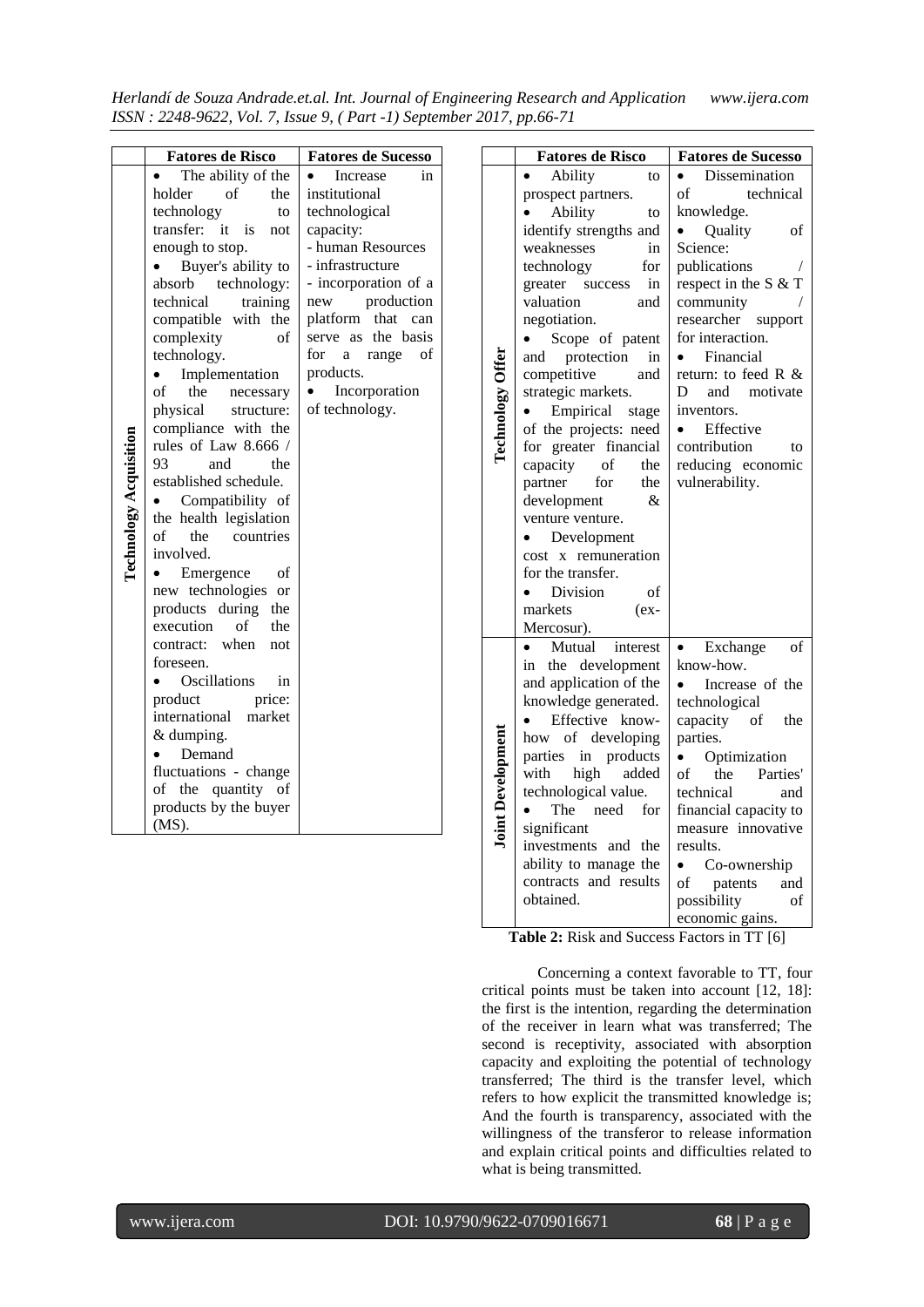| | Fatores de Risco | Fatores de Sucesso |
|---|---|---|
| **Technology Acquisition** | • The ability of the holder of the technology to transfer: it is not enough to stop.<br>• Buyer's ability to absorb technology: technical training compatible with the complexity of technology.<br>• Implementation of the necessary physical structure: compliance with the rules of Law 8.666 / 93 and the established schedule.<br>• Compatibility of the health legislation of the countries involved.<br>• Emergence of new technologies or products during the execution of the contract: when not foreseen.<br>• Oscillations in product price: international market & dumping.<br>• Demand fluctuations - change of the quantity of products by the buyer (MS). | • Increase in institutional technological capacity:<br>- human Resources<br>- infrastructure<br>- incorporation of a new production platform that can serve as the basis for a range of products.<br>• Incorporation of technology. |
| **Technology Offer** | • Ability to prospect partners.<br>• Ability to identify strengths and weaknesses in technology for greater success in valuation and negotiation.<br>• Scope of patent and protection in competitive and strategic markets.<br>• Empirical stage of the projects: need for greater financial capacity of the partner for the development & venture venture.<br>• Development cost x remuneration for the transfer.<br>• Division of markets (ex-Mercosur). | • Dissemination of technical knowledge.<br>• Quality of Science: publications / respect in the S & T community / researcher support for interaction.<br>• Financial return: to feed R & D and motivate inventors.<br>• Effective contribution to reducing economic vulnerability. |
| **Joint Development** | • Mutual interest in the development and application of the knowledge generated.<br>• Effective know-how of developing parties in products with high added technological value.<br>• The need for significant investments and the ability to manage the contracts and results obtained. | • Exchange of know-how.<br>• Increase of the technological capacity of the parties.<br>• Optimization of the Parties' technical and financial capacity to measure innovative results.<br>• Co-ownership of patents and possibility of economic gains. |

**Table 2:** Risk and Success Factors in TT [6]

Concerning a context favorable to TT, four critical points must be taken into account [12, 18]: the first is the intention, regarding the determination of the receiver in learn what was transferred; The second is receptivity, associated with absorption capacity and exploiting the potential of technology transferred; The third is the transfer level, which refers to how explicit the transmitted knowledge is; And the fourth is transparency, associated with the willingness of the transferor to release information and explain critical points and difficulties related to what is being transmitted.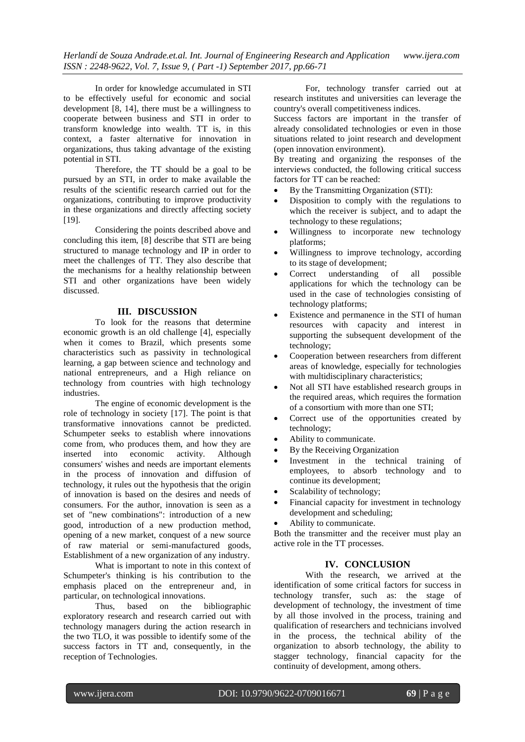In order for knowledge accumulated in STI to be effectively useful for economic and social development [8, 14], there must be a willingness to cooperate between business and STI in order to transform knowledge into wealth. TT is, in this context, a faster alternative for innovation in organizations, thus taking advantage of the existing potential in STI.

Therefore, the TT should be a goal to be pursued by an STI, in order to make available the results of the scientific research carried out for the organizations, contributing to improve productivity in these organizations and directly affecting society [19].

Considering the points described above and concluding this item, [8] describe that STI are being structured to manage technology and IP in order to meet the challenges of TT. They also describe that the mechanisms for a healthy relationship between STI and other organizations have been widely discussed.

## III. DISCUSSION

To look for the reasons that determine economic growth is an old challenge [4], especially when it comes to Brazil, which presents some characteristics such as passivity in technological learning, a gap between science and technology and national entrepreneurs, and a High reliance on technology from countries with high technology industries.

The engine of economic development is the role of technology in society [17]. The point is that transformative innovations cannot be predicted. Schumpeter seeks to establish where innovations come from, who produces them, and how they are inserted into economic activity. Although consumers' wishes and needs are important elements in the process of innovation and diffusion of technology, it rules out the hypothesis that the origin of innovation is based on the desires and needs of consumers. For the author, innovation is seen as a set of "new combinations": introduction of a new good, introduction of a new production method, opening of a new market, conquest of a new source of raw material or semi-manufactured goods, Establishment of a new organization of any industry.

What is important to note in this context of Schumpeter's thinking is his contribution to the emphasis placed on the entrepreneur and, in particular, on technological innovations.

Thus, based on the bibliographic exploratory research and research carried out with technology managers during the action research in the two TLO, it was possible to identify some of the success factors in TT and, consequently, in the reception of Technologies.

For, technology transfer carried out at research institutes and universities can leverage the country's overall competitiveness indices.

Success factors are important in the transfer of already consolidated technologies or even in those situations related to joint research and development (open innovation environment).

By treating and organizing the responses of the interviews conducted, the following critical success factors for TT can be reached:

- By the Transmitting Organization (STI):
- Disposition to comply with the regulations to which the receiver is subject, and to adapt the technology to these regulations;
- Willingness to incorporate new technology platforms;
- Willingness to improve technology, according to its stage of development;
- Correct understanding of all possible applications for which the technology can be used in the case of technologies consisting of technology platforms;
- Existence and permanence in the STI of human resources with capacity and interest in supporting the subsequent development of the technology;
- Cooperation between researchers from different areas of knowledge, especially for technologies with multidisciplinary characteristics;
- Not all STI have established research groups in the required areas, which requires the formation of a consortium with more than one STI;
- Correct use of the opportunities created by technology;
- Ability to communicate.
- By the Receiving Organization
- Investment in the technical training of employees, to absorb technology and to continue its development;
- Scalability of technology;
- Financial capacity for investment in technology development and scheduling;
- Ability to communicate.

Both the transmitter and the receiver must play an active role in the TT processes.

## IV. CONCLUSION

With the research, we arrived at the identification of some critical factors for success in technology transfer, such as: the stage of development of technology, the investment of time by all those involved in the process, training and qualification of researchers and technicians involved in the process, the technical ability of the organization to absorb technology, the ability to stagger technology, financial capacity for the continuity of development, among others.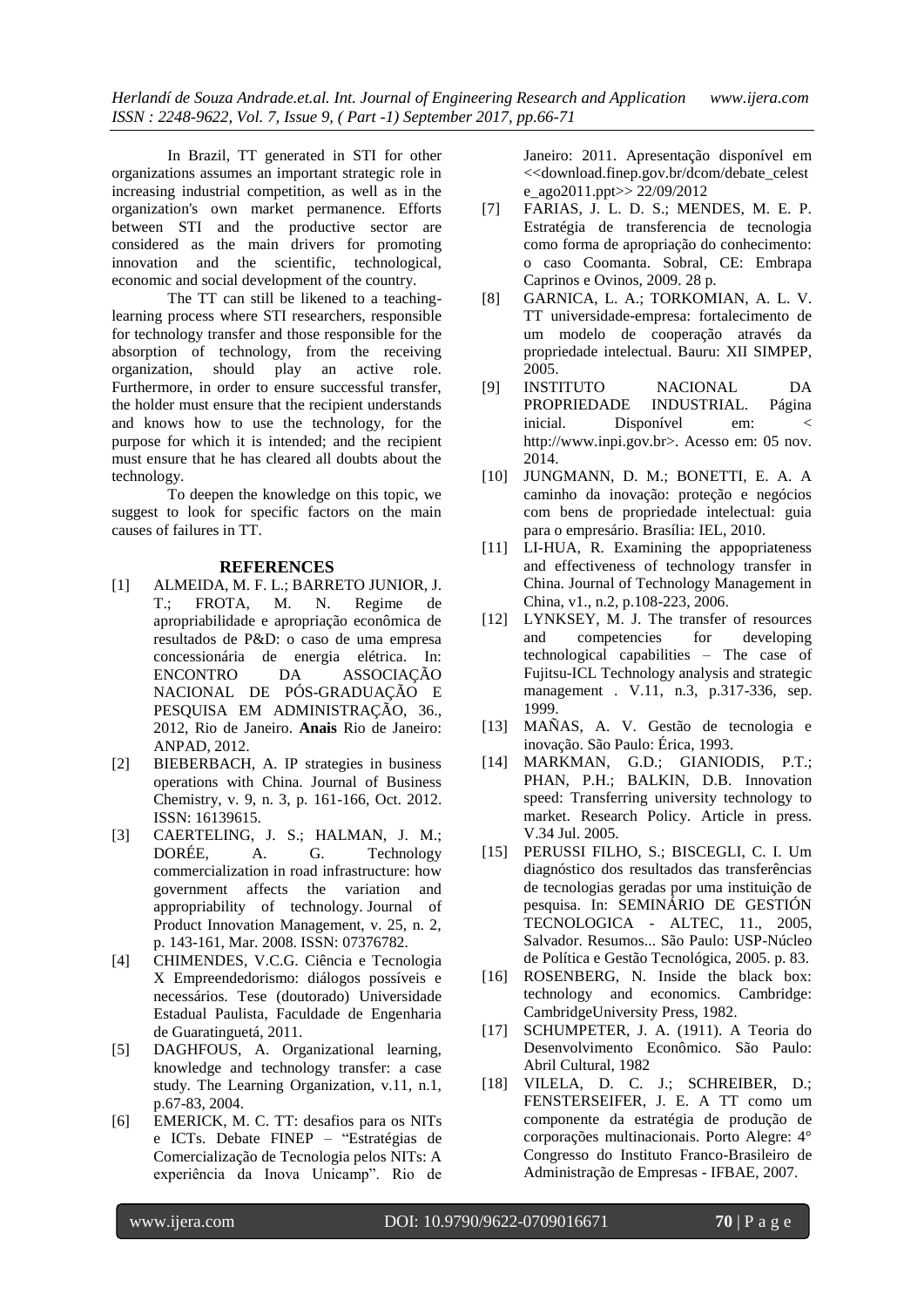In Brazil, TT generated in STI for other organizations assumes an important strategic role in increasing industrial competition, as well as in the organization's own market permanence. Efforts between STI and the productive sector are considered as the main drivers for promoting innovation and the scientific, technological, economic and social development of the country.

The TT can still be likened to a teaching-learning process where STI researchers, responsible for technology transfer and those responsible for the absorption of technology, from the receiving organization, should play an active role. Furthermore, in order to ensure successful transfer, the holder must ensure that the recipient understands and knows how to use the technology, for the purpose for which it is intended; and the recipient must ensure that he has cleared all doubts about the technology.

To deepen the knowledge on this topic, we suggest to look for specific factors on the main causes of failures in TT.

## REFERENCES

[1] ALMEIDA, M. F. L.; BARRETO JUNIOR, J. T.; FROTA, M. N. Regime de apropriabilidade e apropriação econômica de resultados de P&D: o caso de uma empresa concessionária de energia elétrica. In: ENCONTRO DA ASSOCIAÇÃO NACIONAL DE PÓS-GRADUAÇÃO E PESQUISA EM ADMINISTRAÇÃO, 36., 2012, Rio de Janeiro. **Anais** Rio de Janeiro: ANPAD, 2012.

[2] BIEBERBACH, A. IP strategies in business operations with China. Journal of Business Chemistry, v. 9, n. 3, p. 161-166, Oct. 2012. ISSN: 16139615.

[3] CAERTELING, J. S.; HALMAN, J. M.; DORÉE, A. G. Technology commercialization in road infrastructure: how government affects the variation and appropriability of technology. Journal of Product Innovation Management, v. 25, n. 2, p. 143-161, Mar. 2008. ISSN: 07376782.

[4] CHIMENDES, V.C.G. Ciência e Tecnologia X Empreendedorismo: diálogos possíveis e necessários. Tese (doutorado) Universidade Estadual Paulista, Faculdade de Engenharia de Guaratinguetá, 2011.

[5] DAGHFOUS, A. Organizational learning, knowledge and technology transfer: a case study. The Learning Organization, v.11, n.1, p.67-83, 2004.

[6] EMERICK, M. C. TT: desafios para os NITs e ICTs. Debate FINEP – "Estratégias de Comercialização de Tecnologia pelos NITs: A experiência da Inova Unicamp". Rio de Janeiro: 2011. Apresentação disponível em <<download.finep.gov.br/dcom/debate_celeste_ago2011.ppt>> 22/09/2012

[7] FARIAS, J. L. D. S.; MENDES, M. E. P. Estratégia de transferencia de tecnologia como forma de apropriação do conhecimento: o caso Coomanta. Sobral, CE: Embrapa Caprinos e Ovinos, 2009. 28 p.

[8] GARNICA, L. A.; TORKOMIAN, A. L. V. TT universidade-empresa: fortalecimento de um modelo de cooperação através da propriedade intelectual. Bauru: XII SIMPEP, 2005.

[9] INSTITUTO NACIONAL DA PROPRIEDADE INDUSTRIAL. Página inicial. Disponível em: < http://www.inpi.gov.br>. Acesso em: 05 nov. 2014.

[10] JUNGMANN, D. M.; BONETTI, E. A. A caminho da inovação: proteção e negócios com bens de propriedade intelectual: guia para o empresário. Brasília: IEL, 2010.

[11] LI-HUA, R. Examining the appopriateness and effectiveness of technology transfer in China. Journal of Technology Management in China, v1., n.2, p.108-223, 2006.

[12] LYNKSEY, M. J. The transfer of resources and competencies for developing technological capabilities – The case of Fujitsu-ICL Technology analysis and strategic management . V.11, n.3, p.317-336, sep. 1999.

[13] MAÑAS, A. V. Gestão de tecnologia e inovação. São Paulo: Érica, 1993.

[14] MARKMAN, G.D.; GIANIODIS, P.T.; PHAN, P.H.; BALKIN, D.B. Innovation speed: Transferring university technology to market. Research Policy. Article in press. V.34 Jul. 2005.

[15] PERUSSI FILHO, S.; BISCEGLI, C. I. Um diagnóstico dos resultados das transferências de tecnologias geradas por uma instituição de pesquisa. In: SEMINÁRIO DE GESTIÓN TECNOLOGICA - ALTEC, 11., 2005, Salvador. Resumos... São Paulo: USP-Núcleo de Política e Gestão Tecnológica, 2005. p. 83.

[16] ROSENBERG, N. Inside the black box: technology and economics. Cambridge: CambridgeUniversity Press, 1982.

[17] SCHUMPETER, J. A. (1911). A Teoria do Desenvolvimento Econômico. São Paulo: Abril Cultural, 1982

[18] VILELA, D. C. J.; SCHREIBER, D.; FENSTERSEIFER, J. E. A TT como um componente da estratégia de produção de corporações multinacionais. Porto Alegre: 4° Congresso do Instituto Franco-Brasileiro de Administração de Empresas - IFBAE, 2007.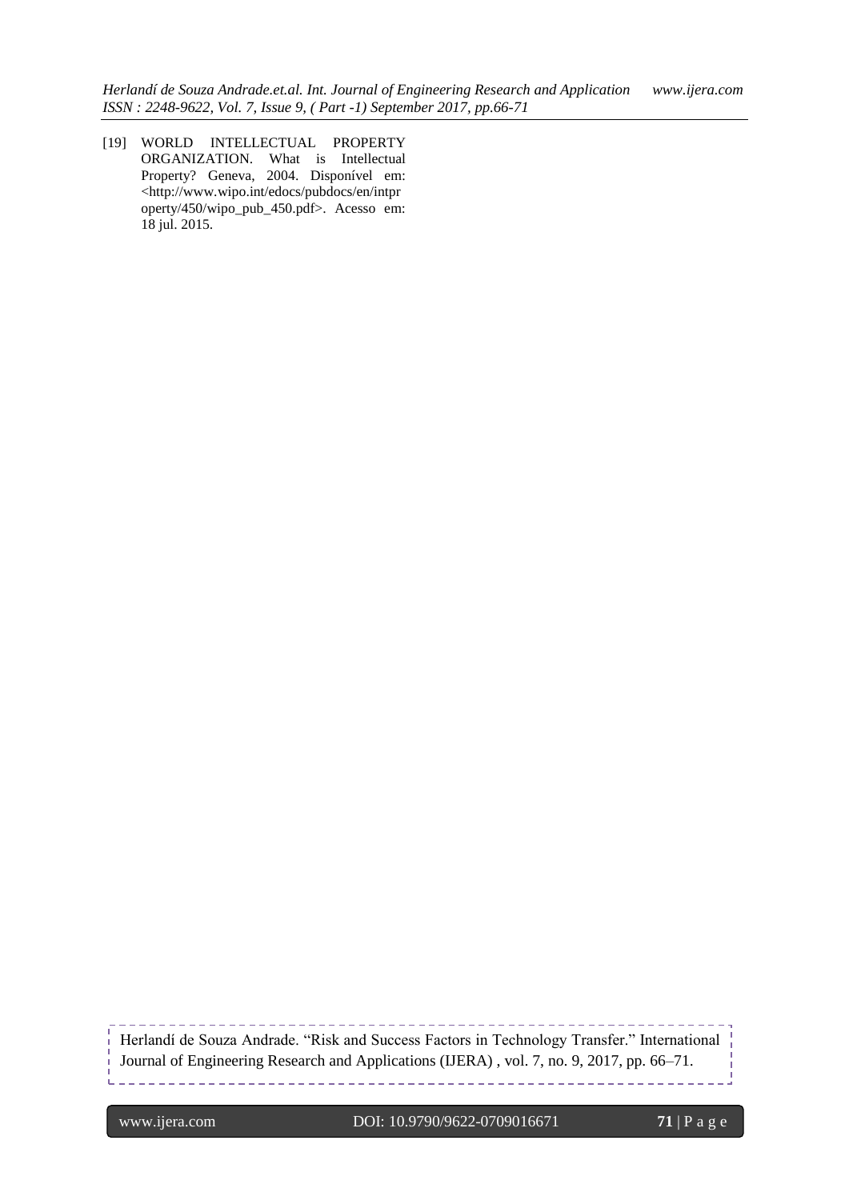[19] WORLD INTELLECTUAL PROPERTY ORGANIZATION. What is Intellectual Property? Geneva, 2004. Disponível em: <http://www.wipo.int/edocs/pubdocs/en/intproperty/450/wipo_pub_450.pdf>. Acesso em: 18 jul. 2015.

Herlandí de Souza Andrade. "Risk and Success Factors in Technology Transfer." International Journal of Engineering Research and Applications (IJERA) , vol. 7, no. 9, 2017, pp. 66–71.